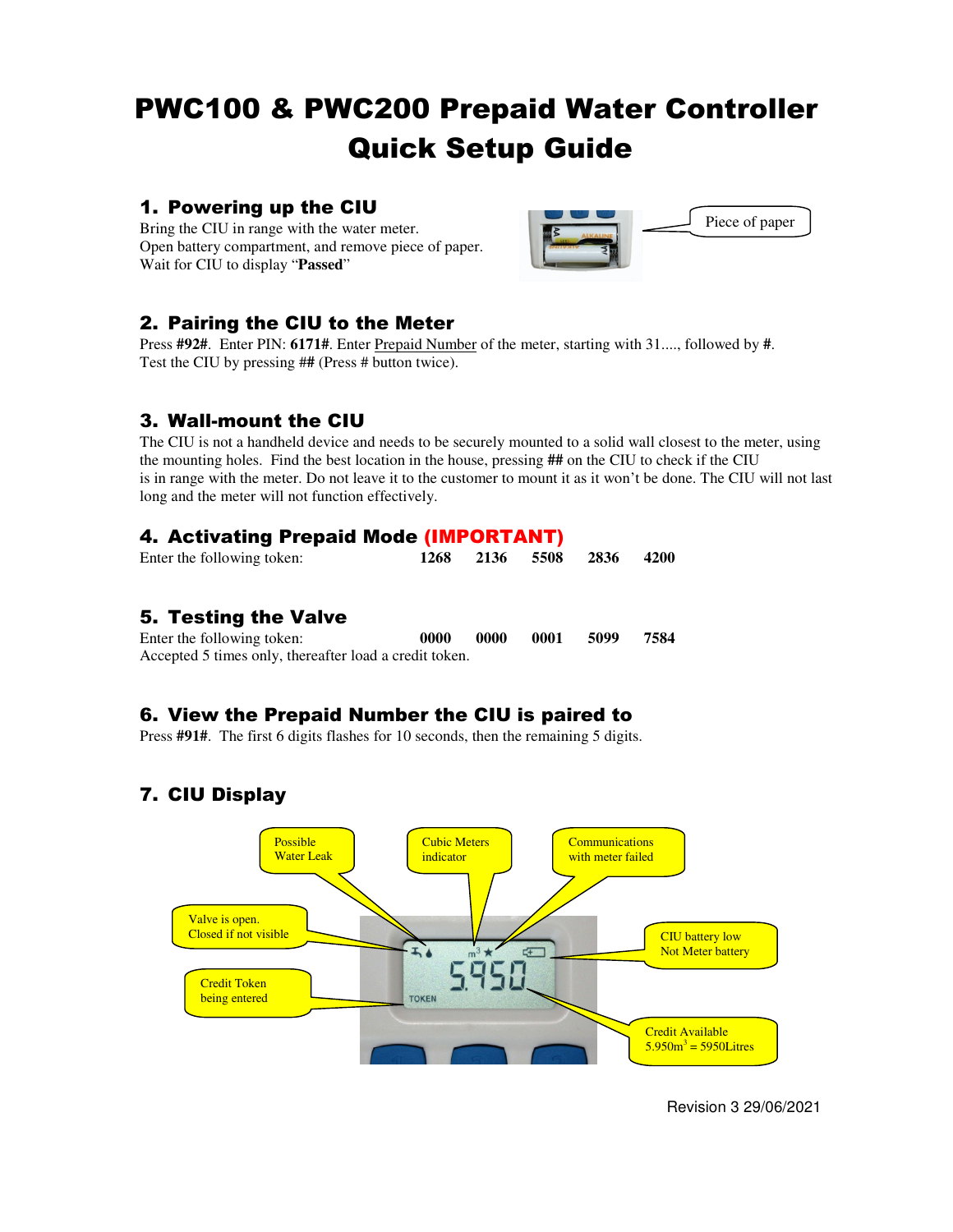# PWC100 & PWC200 Prepaid Water Controller Quick Setup Guide

## 1. Powering up the CIU

Bring the CIU in range with the water meter.
Open battery compartment, and remove piece of paper.
Wait for CIU to display "**Passed**"

Piece of paper

## 2. Pairing the CIU to the Meter

Press **#92#**. Enter PIN: **6171#**. Enter Prepaid Number of the meter, starting with 31...., followed by **#**.
Test the CIU by pressing **##** (Press # button twice).

## 3. Wall-mount the CIU

The CIU is not a handheld device and needs to be securely mounted to a solid wall closest to the meter, using the mounting holes. Find the best location in the house, pressing **##** on the CIU to check if the CIU is in range with the meter. Do not leave it to the customer to mount it as it won't be done. The CIU will not last long and the meter will not function effectively.

## 4. Activating Prepaid Mode (IMPORTANT)

Enter the following token: **1268 2136 5508 2836 4200**

## 5. Testing the Valve

Enter the following token: **0000 0000 0001 5099 7584**
Accepted 5 times only, thereafter load a credit token.

## 6. View the Prepaid Number the CIU is paired to

Press **#91#**. The first 6 digits flashes for 10 seconds, then the remaining 5 digits.

## 7. CIU Display

- Possible Water Leak
- Cubic Meters indicator
- Communications with meter failed
- Valve is open. Closed if not visible
- CIU battery low Not Meter battery
- Credit Token being entered
- Credit Available $5.950m^3$ = 5950Litres

Revision 3 29/06/2021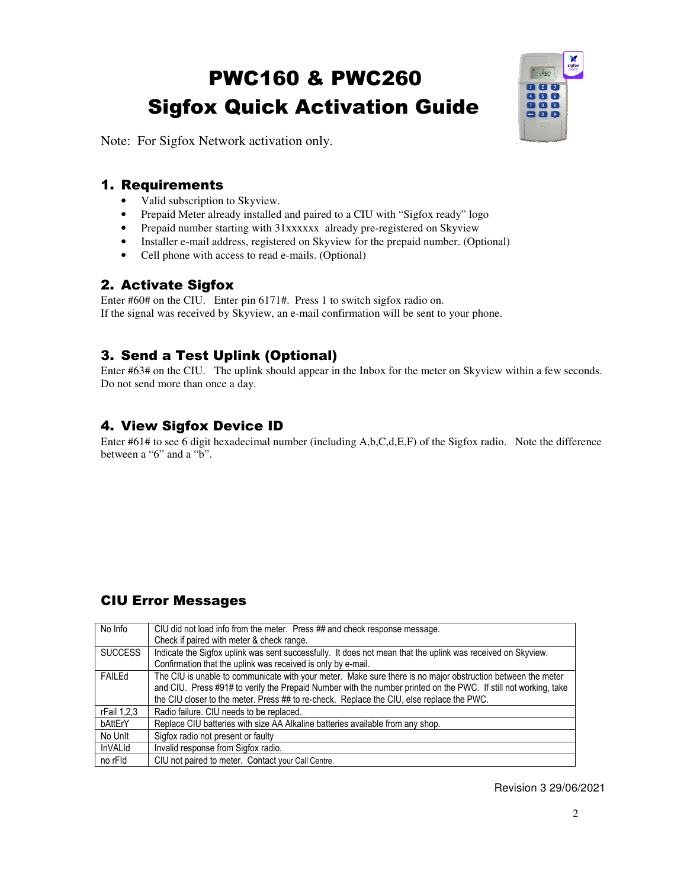# PWC160 & PWC260 Sigfox Quick Activation Guide

Note: For Sigfox Network activation only.

## 1. Requirements

- Valid subscription to Skyview.
- Prepaid Meter already installed and paired to a CIU with "Sigfox ready" logo
- Prepaid number starting with 31xxxxxx already pre-registered on Skyview
- Installer e-mail address, registered on Skyview for the prepaid number. (Optional)
- Cell phone with access to read e-mails. (Optional)

## 2. Activate Sigfox

Enter #60# on the CIU. Enter pin 6171#. Press 1 to switch sigfox radio on.
If the signal was received by Skyview, an e-mail confirmation will be sent to your phone.

## 3. Send a Test Uplink (Optional)

Enter #63# on the CIU. The uplink should appear in the Inbox for the meter on Skyview within a few seconds. Do not send more than once a day.

## 4. View Sigfox Device ID

Enter #61# to see 6 digit hexadecimal number (including A,b,C,d,E,F) of the Sigfox radio. Note the difference between a "6" and a "b".

## CIU Error Messages

| | |
|---|---|
| No Info | CIU did not load info from the meter. Press ## and check response message. Check if paired with meter & check range. |
| SUCCESS | Indicate the Sigfox uplink was sent successfully. It does not mean that the uplink was received on Skyview. Confirmation that the uplink was received is only by e-mail. |
| FAILEd | The CIU is unable to communicate with your meter. Make sure there is no major obstruction between the meter and CIU. Press #91# to verify the Prepaid Number with the number printed on the PWC. If still not working, take the CIU closer to the meter. Press ## to re-check. Replace the CIU, else replace the PWC. |
| rFail 1,2,3 | Radio failure. CIU needs to be replaced. |
| bAttErY | Replace CIU batteries with size AA Alkaline batteries available from any shop. |
| No UnIt | Sigfox radio not present or faulty |
| InVALId | Invalid response from Sigfox radio. |
| no rFId | CIU not paired to meter. Contact your Call Centre. |

Revision 3 29/06/2021